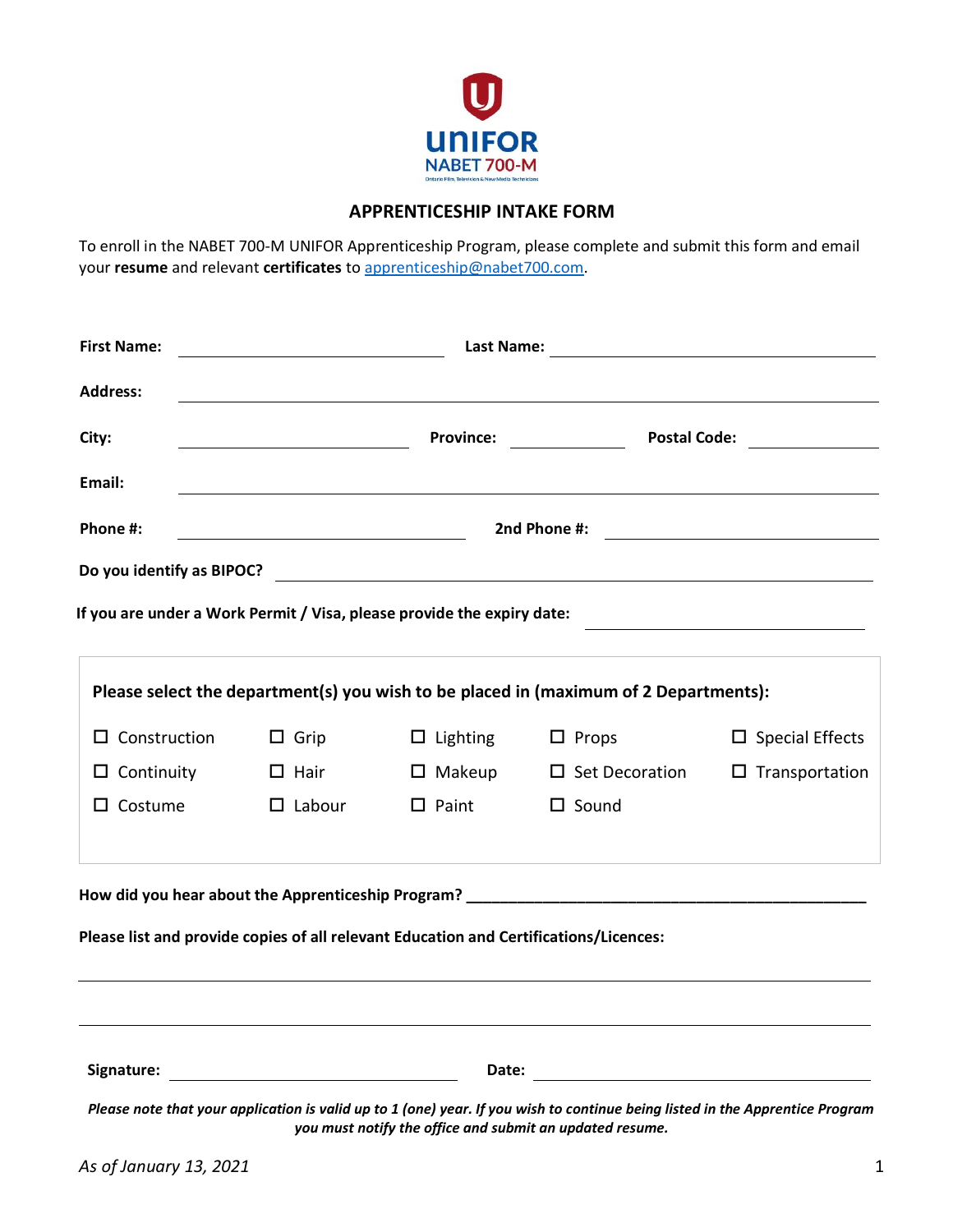UNIFOR
NABET 700-M
Ontario Film, Television & New Media Technicians

# APPRENTICESHIP INTAKE FORM

To enroll in the NABET 700-M UNIFOR Apprenticeship Program, please complete and submit this form and email your **resume** and relevant **certificates** to apprenticeship@nabet700.com.

**First Name:** ______________________ **Last Name:** ______________________

**Address:** ______________________________________________

**City:** ______________________ **Province:** __________ **Postal Code:** __________

**Email:** ______________________________________________

**Phone #:** ______________________ **2nd Phone #:** ______________________

**Do you identify as BIPOC?** ______________________________________________

**If you are under a Work Permit / Visa, please provide the expiry date:** ______________________

**Please select the department(s) you wish to be placed in (maximum of 2 Departments):**

| | | | | |
|---|---|---|---|---|
| ☐ Construction | ☐ Grip | ☐ Lighting | ☐ Props | ☐ Special Effects |
| ☐ Continuity | ☐ Hair | ☐ Makeup | ☐ Set Decoration | ☐ Transportation |
| ☐ Costume | ☐ Labour | ☐ Paint | ☐ Sound | |

**How did you hear about the Apprenticeship Program?** ______________________________________________

**Please list and provide copies of all relevant Education and Certifications/Licences:**

______________________________________________

______________________________________________

**Signature:** ______________________ **Date:** ______________________

***Please note that your application is valid up to 1 (one) year. If you wish to continue being listed in the Apprentice Program you must notify the office and submit an updated resume.***

*As of January 13, 2021*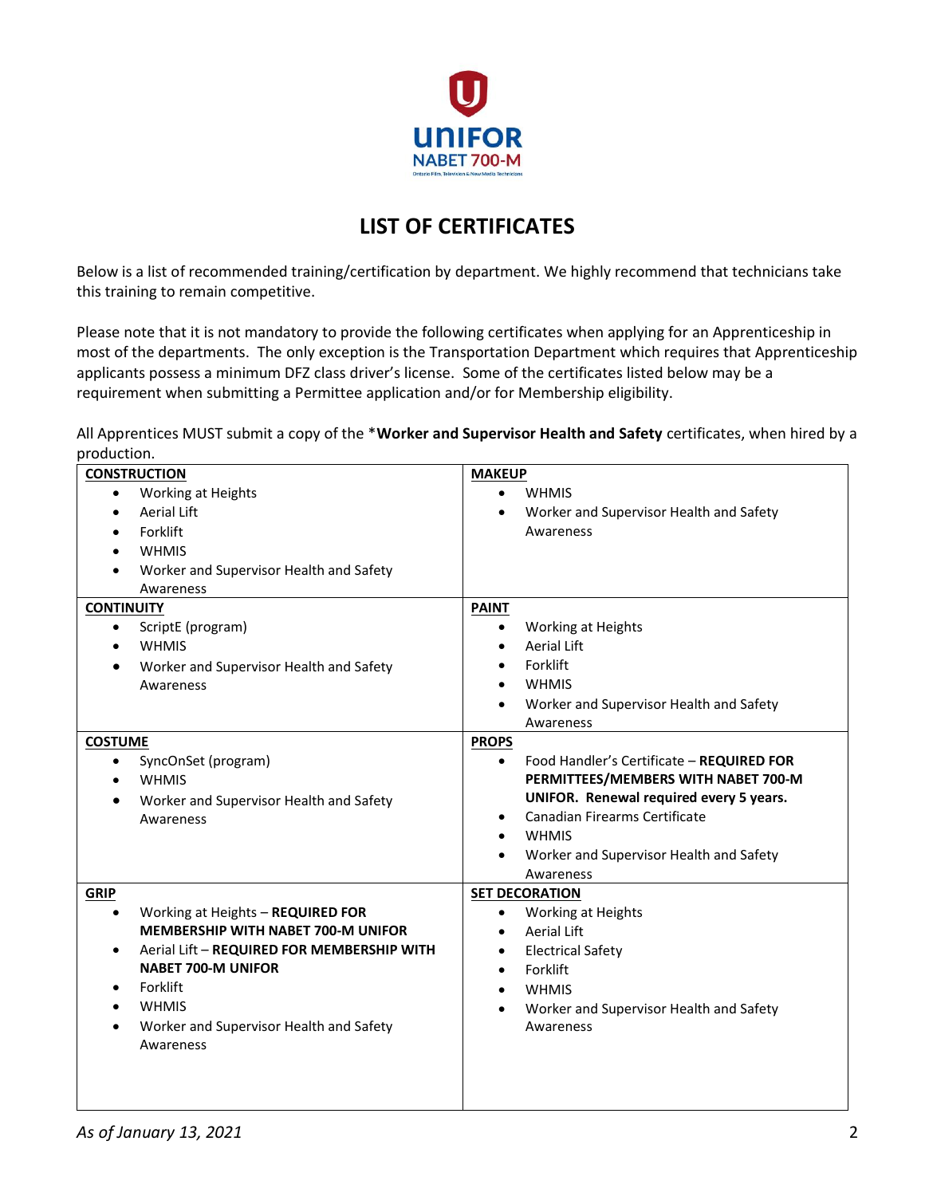# LIST OF CERTIFICATES

Below is a list of recommended training/certification by department. We highly recommend that technicians take this training to remain competitive.

Please note that it is not mandatory to provide the following certificates when applying for an Apprenticeship in most of the departments. The only exception is the Transportation Department which requires that Apprenticeship applicants possess a minimum DFZ class driver's license. Some of the certificates listed below may be a requirement when submitting a Permittee application and/or for Membership eligibility.

All Apprentices MUST submit a copy of the ***Worker and Supervisor Health and Safety** certificates, when hired by a production.

| | |
|---|---|
| **CONSTRUCTION**<br>• Working at Heights<br>• Aerial Lift<br>• Forklift<br>• WHMIS<br>• Worker and Supervisor Health and Safety Awareness | **MAKEUP**<br>• WHMIS<br>• Worker and Supervisor Health and Safety Awareness |
| **CONTINUITY**<br>• ScriptE (program)<br>• WHMIS<br>• Worker and Supervisor Health and Safety Awareness | **PAINT**<br>• Working at Heights<br>• Aerial Lift<br>• Forklift<br>• WHMIS<br>• Worker and Supervisor Health and Safety Awareness |
| **COSTUME**<br>• SyncOnSet (program)<br>• WHMIS<br>• Worker and Supervisor Health and Safety Awareness | **PROPS**<br>• Food Handler's Certificate – **REQUIRED FOR PERMITTEES/MEMBERS WITH NABET 700-M UNIFOR. Renewal required every 5 years.**<br>• Canadian Firearms Certificate<br>• WHMIS<br>• Worker and Supervisor Health and Safety Awareness |
| **GRIP**<br>• Working at Heights – **REQUIRED FOR MEMBERSHIP WITH NABET 700-M UNIFOR**<br>• Aerial Lift – **REQUIRED FOR MEMBERSHIP WITH NABET 700-M UNIFOR**<br>• Forklift<br>• WHMIS<br>• Worker and Supervisor Health and Safety Awareness | **SET DECORATION**<br>• Working at Heights<br>• Aerial Lift<br>• Electrical Safety<br>• Forklift<br>• WHMIS<br>• Worker and Supervisor Health and Safety Awareness |

*As of January 13, 2021*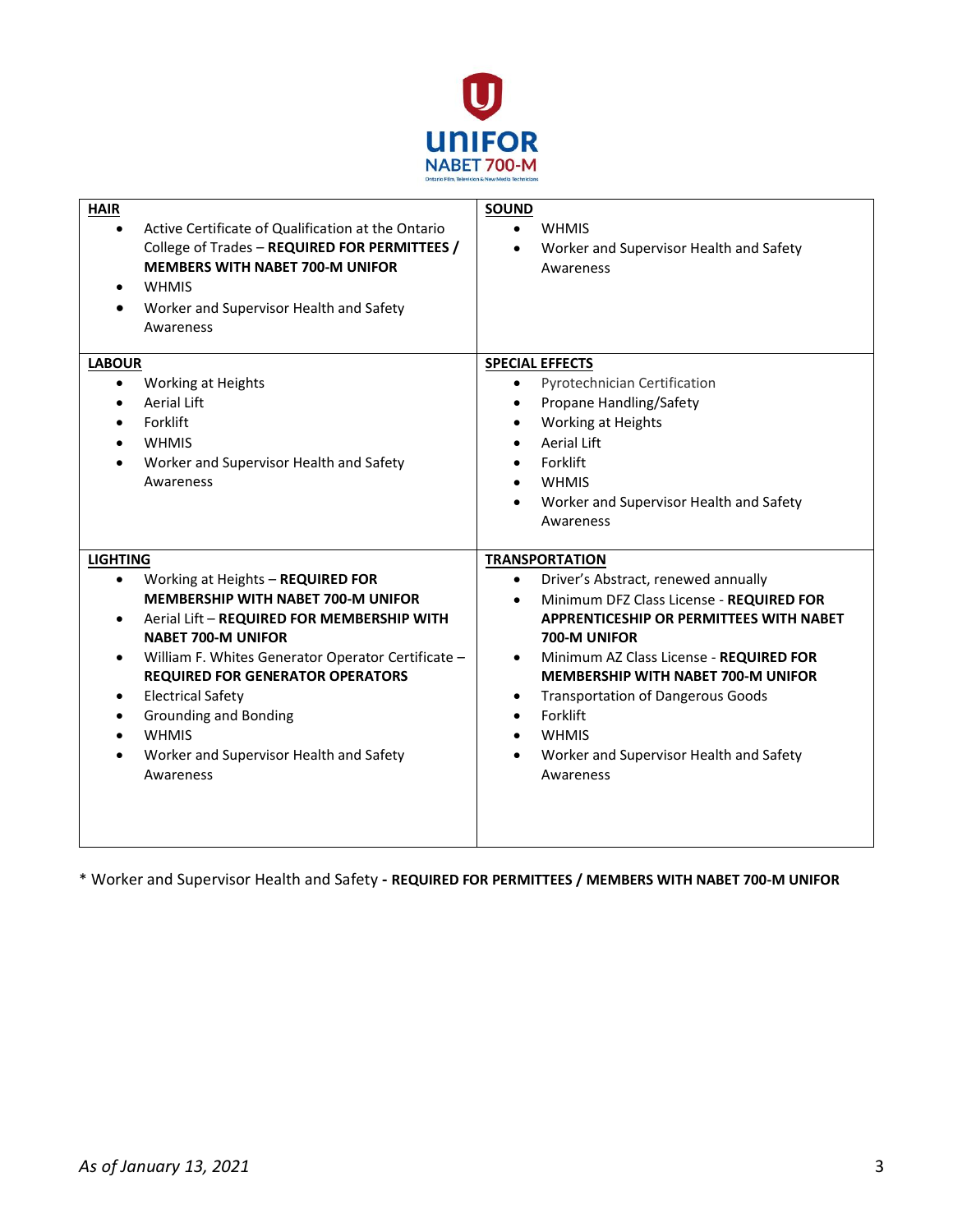| HAIR | SOUND |
|---|---|
| • Active Certificate of Qualification at the Ontario College of Trades – **REQUIRED FOR PERMITTEES / MEMBERS WITH NABET 700-M UNIFOR**<br>• WHMIS<br>• Worker and Supervisor Health and Safety Awareness | • WHMIS<br>• Worker and Supervisor Health and Safety Awareness |
| **LABOUR** | **SPECIAL EFFECTS** |
| • Working at Heights<br>• Aerial Lift<br>• Forklift<br>• WHMIS<br>• Worker and Supervisor Health and Safety Awareness | • Pyrotechnician Certification<br>• Propane Handling/Safety<br>• Working at Heights<br>• Aerial Lift<br>• Forklift<br>• WHMIS<br>• Worker and Supervisor Health and Safety Awareness |
| **LIGHTING** | **TRANSPORTATION** |
| • Working at Heights – **REQUIRED FOR MEMBERSHIP WITH NABET 700-M UNIFOR**<br>• Aerial Lift – **REQUIRED FOR MEMBERSHIP WITH NABET 700-M UNIFOR**<br>• William F. Whites Generator Operator Certificate – **REQUIRED FOR GENERATOR OPERATORS**<br>• Electrical Safety<br>• Grounding and Bonding<br>• WHMIS<br>• Worker and Supervisor Health and Safety Awareness | • Driver's Abstract, renewed annually<br>• Minimum DFZ Class License - **REQUIRED FOR APPRENTICESHIP OR PERMITTEES WITH NABET 700-M UNIFOR**<br>• Minimum AZ Class License - **REQUIRED FOR MEMBERSHIP WITH NABET 700-M UNIFOR**<br>• Transportation of Dangerous Goods<br>• Forklift<br>• WHMIS<br>• Worker and Supervisor Health and Safety Awareness |

* Worker and Supervisor Health and Safety **- REQUIRED FOR PERMITTEES / MEMBERS WITH NABET 700-M UNIFOR**

*As of January 13, 2021*